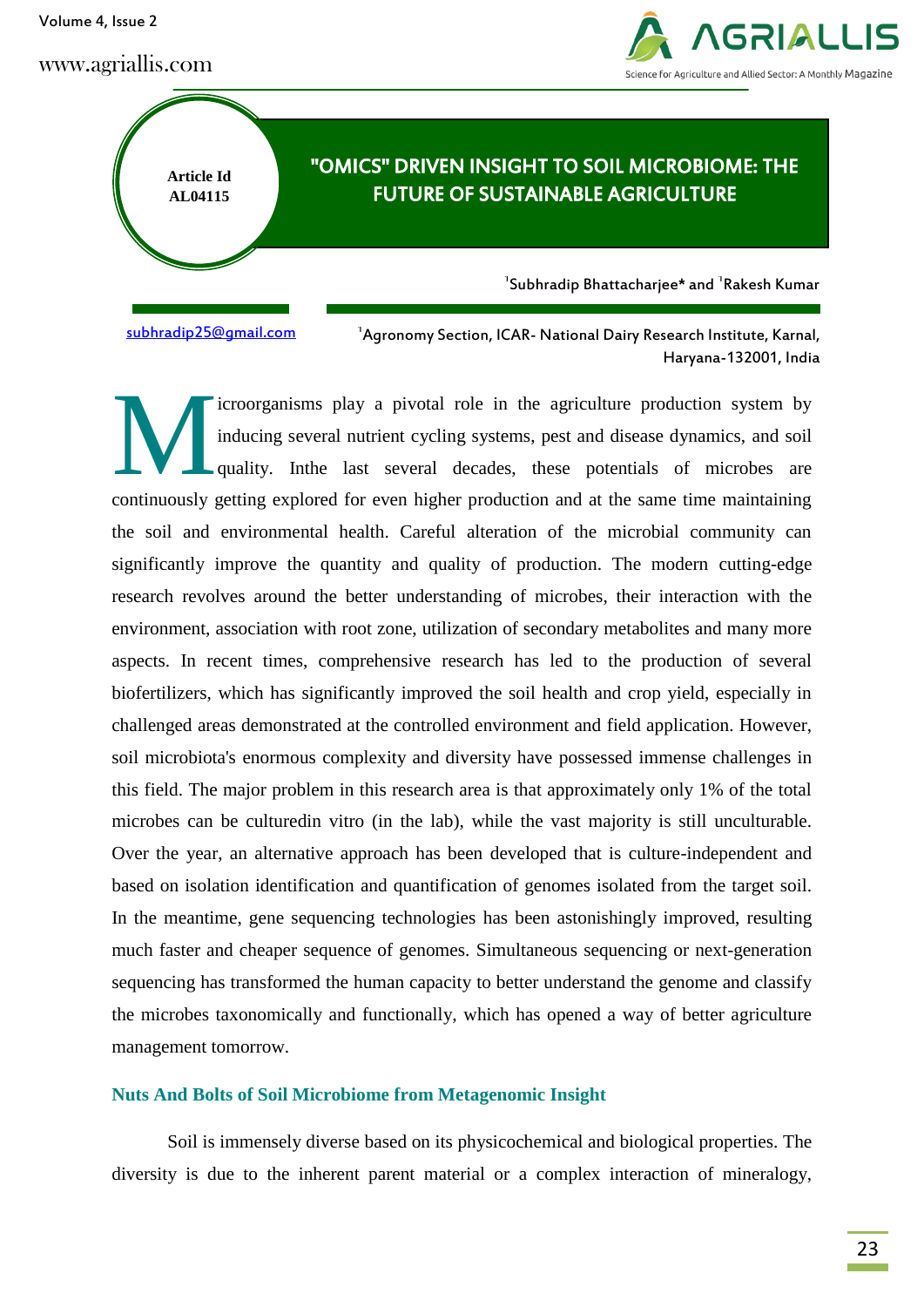Article Id
AL04115

# "OMICS" DRIVEN INSIGHT TO SOIL MICROBIOME: THE FUTURE OF SUSTAINABLE AGRICULTURE

[1]Subhradip Bhattacharjee* and [1]Rakesh Kumar

subhradip25@gmail.com

[1]Agronomy Section, ICAR- National Dairy Research Institute, Karnal, Haryana-132001, India

Microorganisms play a pivotal role in the agriculture production system by inducing several nutrient cycling systems, pest and disease dynamics, and soil quality. Inthe last several decades, these potentials of microbes are continuously getting explored for even higher production and at the same time maintaining the soil and environmental health. Careful alteration of the microbial community can significantly improve the quantity and quality of production. The modern cutting-edge research revolves around the better understanding of microbes, their interaction with the environment, association with root zone, utilization of secondary metabolites and many more aspects. In recent times, comprehensive research has led to the production of several biofertilizers, which has significantly improved the soil health and crop yield, especially in challenged areas demonstrated at the controlled environment and field application. However, soil microbiota's enormous complexity and diversity have possessed immense challenges in this field. The major problem in this research area is that approximately only 1% of the total microbes can be culturedin vitro (in the lab), while the vast majority is still unculturable. Over the year, an alternative approach has been developed that is culture-independent and based on isolation identification and quantification of genomes isolated from the target soil. In the meantime, gene sequencing technologies has been astonishingly improved, resulting much faster and cheaper sequence of genomes. Simultaneous sequencing or next-generation sequencing has transformed the human capacity to better understand the genome and classify the microbes taxonomically and functionally, which has opened a way of better agriculture management tomorrow.

## Nuts And Bolts of Soil Microbiome from Metagenomic Insight

Soil is immensely diverse based on its physicochemical and biological properties. The diversity is due to the inherent parent material or a complex interaction of mineralogy,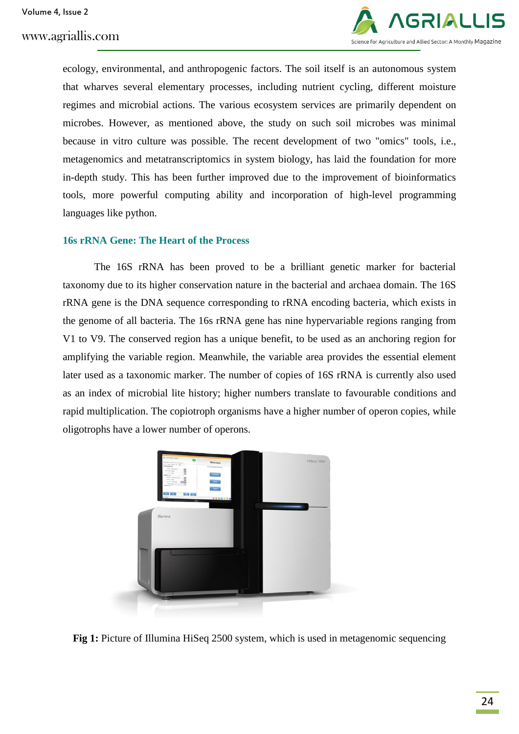ecology, environmental, and anthropogenic factors. The soil itself is an autonomous system that wharves several elementary processes, including nutrient cycling, different moisture regimes and microbial actions. The various ecosystem services are primarily dependent on microbes. However, as mentioned above, the study on such soil microbes was minimal because in vitro culture was possible. The recent development of two "omics" tools, i.e., metagenomics and metatranscriptomics in system biology, has laid the foundation for more in-depth study. This has been further improved due to the improvement of bioinformatics tools, more powerful computing ability and incorporation of high-level programming languages like python.

## 16s rRNA Gene: The Heart of the Process

The 16S rRNA has been proved to be a brilliant genetic marker for bacterial taxonomy due to its higher conservation nature in the bacterial and archaea domain. The 16S rRNA gene is the DNA sequence corresponding to rRNA encoding bacteria, which exists in the genome of all bacteria. The 16s rRNA gene has nine hypervariable regions ranging from V1 to V9. The conserved region has a unique benefit, to be used as an anchoring region for amplifying the variable region. Meanwhile, the variable area provides the essential element later used as a taxonomic marker. The number of copies of 16S rRNA is currently also used as an index of microbial lite history; higher numbers translate to favourable conditions and rapid multiplication. The copiotroph organisms have a higher number of operon copies, while oligotrophs have a lower number of operons.

**Fig 1:** Picture of Illumina HiSeq 2500 system, which is used in metagenomic sequencing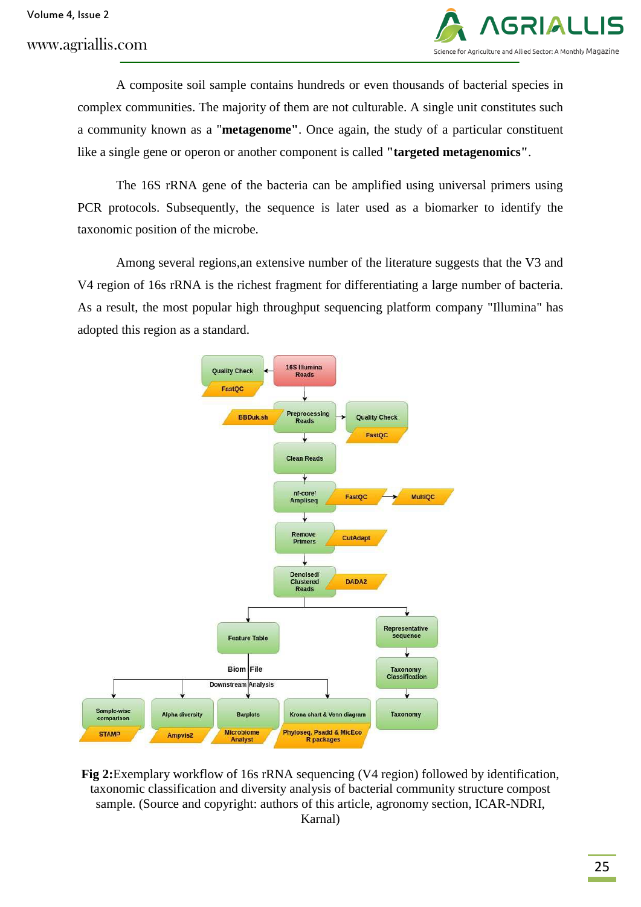A composite soil sample contains hundreds or even thousands of bacterial species in complex communities. The majority of them are not culturable. A single unit constitutes such a community known as a "**metagenome**". Once again, the study of a particular constituent like a single gene or operon or another component is called **"targeted metagenomics"**.

The 16S rRNA gene of the bacteria can be amplified using universal primers using PCR protocols. Subsequently, the sequence is later used as a biomarker to identify the taxonomic position of the microbe.

Among several regions,an extensive number of the literature suggests that the V3 and V4 region of 16s rRNA is the richest fragment for differentiating a large number of bacteria. As a result, the most popular high throughput sequencing platform company "Illumina" has adopted this region as a standard.

**Fig 2:**Exemplary workflow of 16s rRNA sequencing (V4 region) followed by identification, taxonomic classification and diversity analysis of bacterial community structure compost sample. (Source and copyright: authors of this article, agronomy section, ICAR-NDRI, Karnal)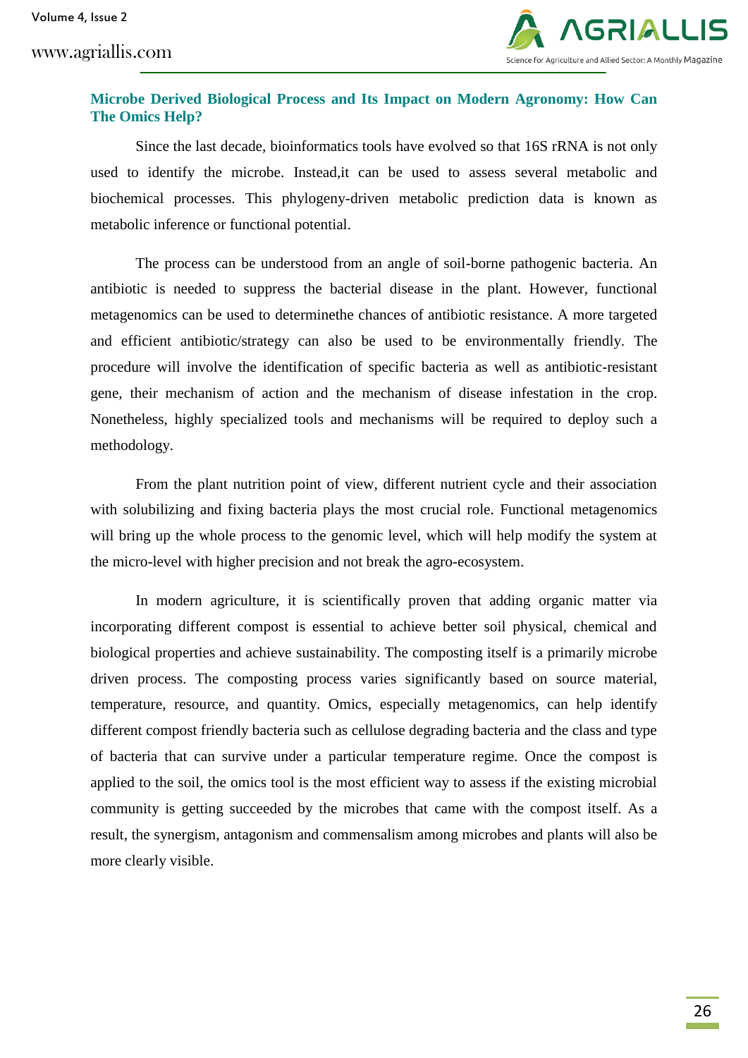### Microbe Derived Biological Process and Its Impact on Modern Agronomy: How Can The Omics Help?

Since the last decade, bioinformatics tools have evolved so that 16S rRNA is not only used to identify the microbe. Instead,it can be used to assess several metabolic and biochemical processes. This phylogeny-driven metabolic prediction data is known as metabolic inference or functional potential.

The process can be understood from an angle of soil-borne pathogenic bacteria. An antibiotic is needed to suppress the bacterial disease in the plant. However, functional metagenomics can be used to determinethe chances of antibiotic resistance. A more targeted and efficient antibiotic/strategy can also be used to be environmentally friendly. The procedure will involve the identification of specific bacteria as well as antibiotic-resistant gene, their mechanism of action and the mechanism of disease infestation in the crop. Nonetheless, highly specialized tools and mechanisms will be required to deploy such a methodology.

From the plant nutrition point of view, different nutrient cycle and their association with solubilizing and fixing bacteria plays the most crucial role. Functional metagenomics will bring up the whole process to the genomic level, which will help modify the system at the micro-level with higher precision and not break the agro-ecosystem.

In modern agriculture, it is scientifically proven that adding organic matter via incorporating different compost is essential to achieve better soil physical, chemical and biological properties and achieve sustainability. The composting itself is a primarily microbe driven process. The composting process varies significantly based on source material, temperature, resource, and quantity. Omics, especially metagenomics, can help identify different compost friendly bacteria such as cellulose degrading bacteria and the class and type of bacteria that can survive under a particular temperature regime. Once the compost is applied to the soil, the omics tool is the most efficient way to assess if the existing microbial community is getting succeeded by the microbes that came with the compost itself. As a result, the synergism, antagonism and commensalism among microbes and plants will also be more clearly visible.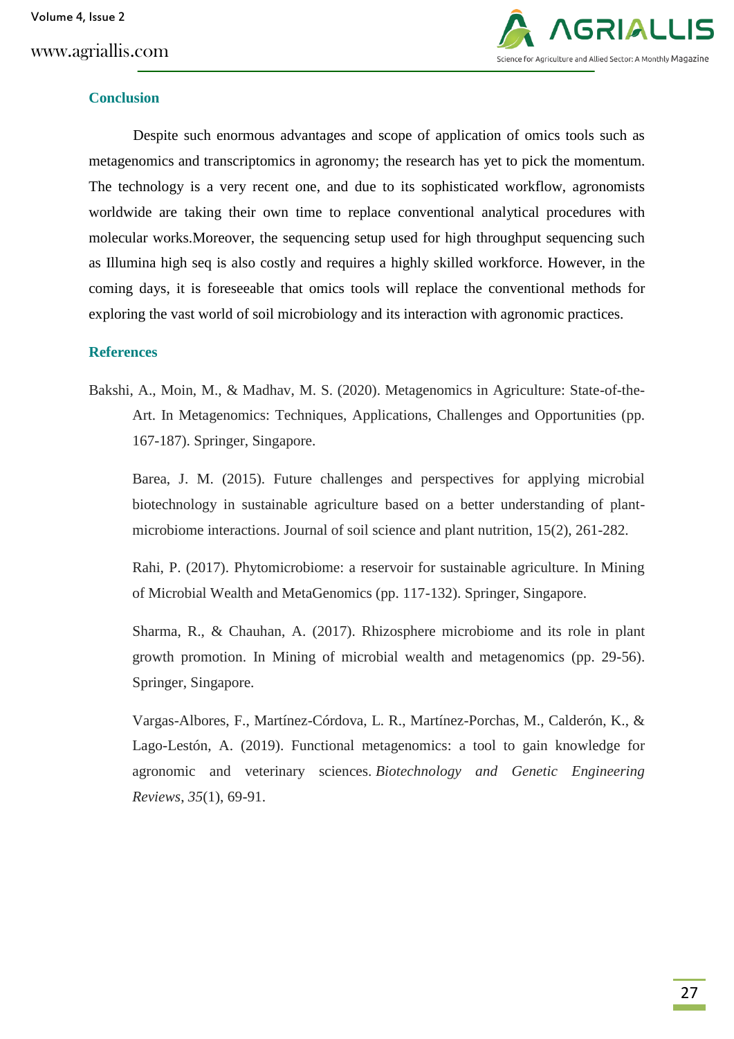## Conclusion

Despite such enormous advantages and scope of application of omics tools such as metagenomics and transcriptomics in agronomy; the research has yet to pick the momentum. The technology is a very recent one, and due to its sophisticated workflow, agronomists worldwide are taking their own time to replace conventional analytical procedures with molecular works.Moreover, the sequencing setup used for high throughput sequencing such as Illumina high seq is also costly and requires a highly skilled workforce. However, in the coming days, it is foreseeable that omics tools will replace the conventional methods for exploring the vast world of soil microbiology and its interaction with agronomic practices.

## References

Bakshi, A., Moin, M., & Madhav, M. S. (2020). Metagenomics in Agriculture: State-of-the-Art. In Metagenomics: Techniques, Applications, Challenges and Opportunities (pp. 167-187). Springer, Singapore.

Barea, J. M. (2015). Future challenges and perspectives for applying microbial biotechnology in sustainable agriculture based on a better understanding of plant-microbiome interactions. Journal of soil science and plant nutrition, 15(2), 261-282.

Rahi, P. (2017). Phytomicrobiome: a reservoir for sustainable agriculture. In Mining of Microbial Wealth and MetaGenomics (pp. 117-132). Springer, Singapore.

Sharma, R., & Chauhan, A. (2017). Rhizosphere microbiome and its role in plant growth promotion. In Mining of microbial wealth and metagenomics (pp. 29-56). Springer, Singapore.

Vargas-Albores, F., Martínez-Córdova, L. R., Martínez-Porchas, M., Calderón, K., & Lago-Lestón, A. (2019). Functional metagenomics: a tool to gain knowledge for agronomic and veterinary sciences. *Biotechnology and Genetic Engineering Reviews*, *35*(1), 69-91.